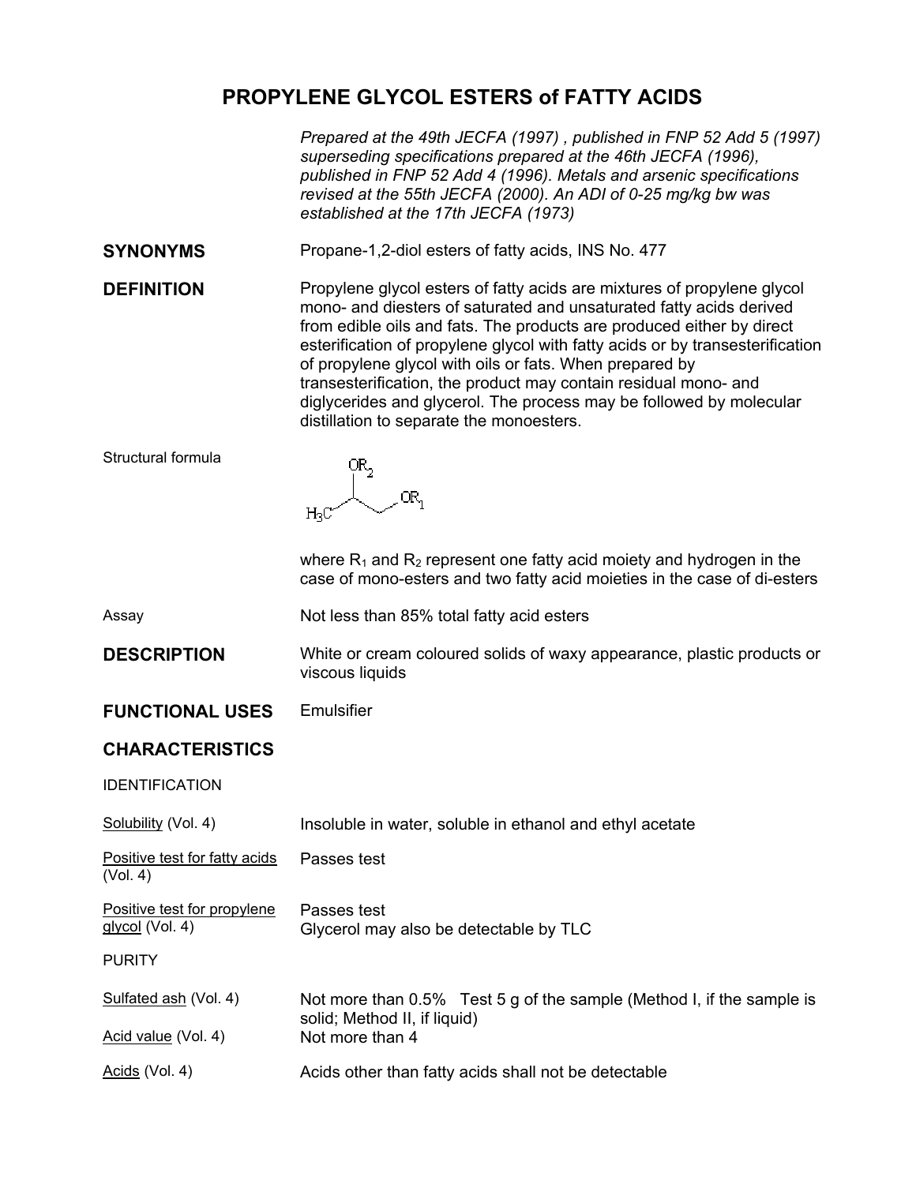# PROPYLENE GLYCOL ESTERS of FATTY ACIDS

*Prepared at the 49th JECFA (1997) , published in FNP 52 Add 5 (1997) superseding specifications prepared at the 46th JECFA (1996), published in FNP 52 Add 4 (1996). Metals and arsenic specifications revised at the 55th JECFA (2000). An ADI of 0-25 mg/kg bw was established at the 17th JECFA (1973)*

**SYNONYMS** Propane-1,2-diol esters of fatty acids, INS No. 477

**DEFINITION** Propylene glycol esters of fatty acids are mixtures of propylene glycol mono- and diesters of saturated and unsaturated fatty acids derived from edible oils and fats. The products are produced either by direct esterification of propylene glycol with fatty acids or by transesterification of propylene glycol with oils or fats. When prepared by transesterification, the product may contain residual mono- and diglycerides and glycerol. The process may be followed by molecular distillation to separate the monoesters.

Structural formula

$H_3C$–CH($OR_2$)–$CH_2$–$OR_1$

where $R_1$ and $R_2$ represent one fatty acid moiety and hydrogen in the case of mono-esters and two fatty acid moieties in the case of di-esters

Assay Not less than 85% total fatty acid esters

**DESCRIPTION** White or cream coloured solids of waxy appearance, plastic products or viscous liquids

**FUNCTIONAL USES** Emulsifier

**CHARACTERISTICS**

IDENTIFICATION

Solubility (Vol. 4) Insoluble in water, soluble in ethanol and ethyl acetate

Positive test for fatty acids (Vol. 4) Passes test

Positive test for propylene glycol (Vol. 4) Passes test
Glycerol may also be detectable by TLC

PURITY

Sulfated ash (Vol. 4) Not more than 0.5% Test 5 g of the sample (Method I, if the sample is solid; Method II, if liquid)

Acid value (Vol. 4) Not more than 4

Acids (Vol. 4) Acids other than fatty acids shall not be detectable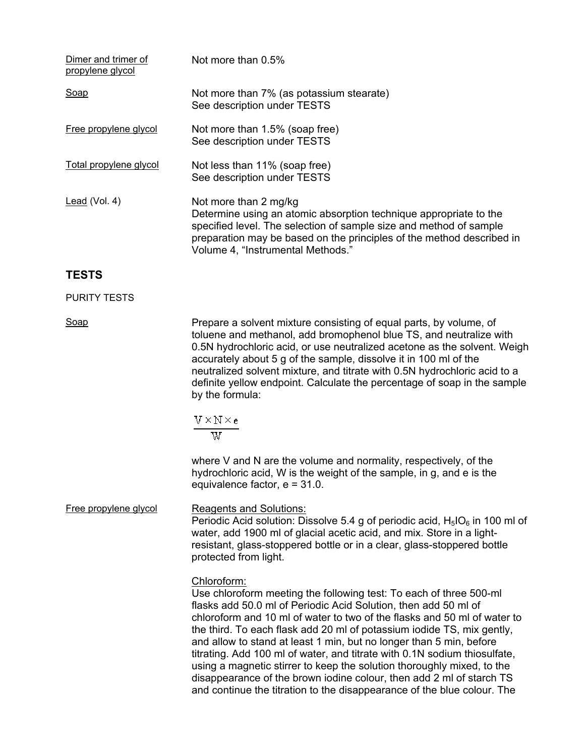Dimer and trimer of propylene glycol — Not more than 0.5%

Soap — Not more than 7% (as potassium stearate)
See description under TESTS

Free propylene glycol — Not more than 1.5% (soap free)
See description under TESTS

Total propylene glycol — Not less than 11% (soap free)
See description under TESTS

Lead (Vol. 4) — Not more than 2 mg/kg
Determine using an atomic absorption technique appropriate to the specified level. The selection of sample size and method of sample preparation may be based on the principles of the method described in Volume 4, "Instrumental Methods."

## TESTS

PURITY TESTS

Soap

Prepare a solvent mixture consisting of equal parts, by volume, of toluene and methanol, add bromophenol blue TS, and neutralize with 0.5N hydrochloric acid, or use neutralized acetone as the solvent. Weigh accurately about 5 g of the sample, dissolve it in 100 ml of the neutralized solvent mixture, and titrate with 0.5N hydrochloric acid to a definite yellow endpoint. Calculate the percentage of soap in the sample by the formula:

$$\frac{V \times N \times e}{W}$$

where V and N are the volume and normality, respectively, of the hydrochloric acid, W is the weight of the sample, in g, and e is the equivalence factor, e = 31.0.

Free propylene glycol

Reagents and Solutions:
Periodic Acid solution: Dissolve 5.4 g of periodic acid, $H_5IO_6$ in 100 ml of water, add 1900 ml of glacial acetic acid, and mix. Store in a light-resistant, glass-stoppered bottle or in a clear, glass-stoppered bottle protected from light.

Chloroform:
Use chloroform meeting the following test: To each of three 500-ml flasks add 50.0 ml of Periodic Acid Solution, then add 50 ml of chloroform and 10 ml of water to two of the flasks and 50 ml of water to the third. To each flask add 20 ml of potassium iodide TS, mix gently, and allow to stand at least 1 min, but no longer than 5 min, before titrating. Add 100 ml of water, and titrate with 0.1N sodium thiosulfate, using a magnetic stirrer to keep the solution thoroughly mixed, to the disappearance of the brown iodine colour, then add 2 ml of starch TS and continue the titration to the disappearance of the blue colour. The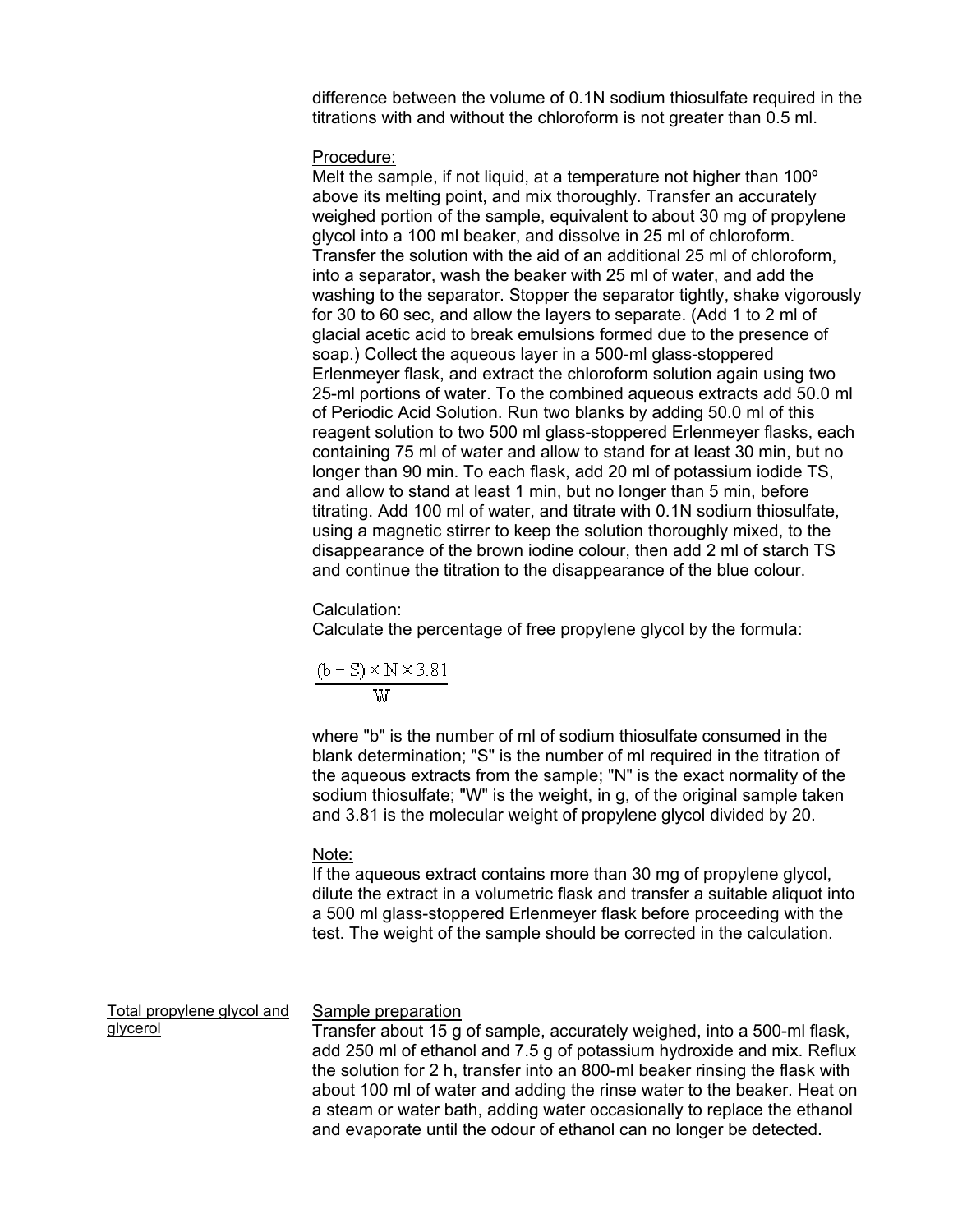difference between the volume of 0.1N sodium thiosulfate required in the titrations with and without the chloroform is not greater than 0.5 ml.

Procedure:

Melt the sample, if not liquid, at a temperature not higher than 100º above its melting point, and mix thoroughly. Transfer an accurately weighed portion of the sample, equivalent to about 30 mg of propylene glycol into a 100 ml beaker, and dissolve in 25 ml of chloroform. Transfer the solution with the aid of an additional 25 ml of chloroform, into a separator, wash the beaker with 25 ml of water, and add the washing to the separator. Stopper the separator tightly, shake vigorously for 30 to 60 sec, and allow the layers to separate. (Add 1 to 2 ml of glacial acetic acid to break emulsions formed due to the presence of soap.) Collect the aqueous layer in a 500-ml glass-stoppered Erlenmeyer flask, and extract the chloroform solution again using two 25-ml portions of water. To the combined aqueous extracts add 50.0 ml of Periodic Acid Solution. Run two blanks by adding 50.0 ml of this reagent solution to two 500 ml glass-stoppered Erlenmeyer flasks, each containing 75 ml of water and allow to stand for at least 30 min, but no longer than 90 min. To each flask, add 20 ml of potassium iodide TS, and allow to stand at least 1 min, but no longer than 5 min, before titrating. Add 100 ml of water, and titrate with 0.1N sodium thiosulfate, using a magnetic stirrer to keep the solution thoroughly mixed, to the disappearance of the brown iodine colour, then add 2 ml of starch TS and continue the titration to the disappearance of the blue colour.

Calculation:

Calculate the percentage of free propylene glycol by the formula:

$$\frac{(b - S) \times N \times 3.81}{W}$$

where "b" is the number of ml of sodium thiosulfate consumed in the blank determination; "S" is the number of ml required in the titration of the aqueous extracts from the sample; "N" is the exact normality of the sodium thiosulfate; "W" is the weight, in g, of the original sample taken and 3.81 is the molecular weight of propylene glycol divided by 20.

Note:

If the aqueous extract contains more than 30 mg of propylene glycol, dilute the extract in a volumetric flask and transfer a suitable aliquot into a 500 ml glass-stoppered Erlenmeyer flask before proceeding with the test. The weight of the sample should be corrected in the calculation.

Total propylene glycol and glycerol

Sample preparation

Transfer about 15 g of sample, accurately weighed, into a 500-ml flask, add 250 ml of ethanol and 7.5 g of potassium hydroxide and mix. Reflux the solution for 2 h, transfer into an 800-ml beaker rinsing the flask with about 100 ml of water and adding the rinse water to the beaker. Heat on a steam or water bath, adding water occasionally to replace the ethanol and evaporate until the odour of ethanol can no longer be detected.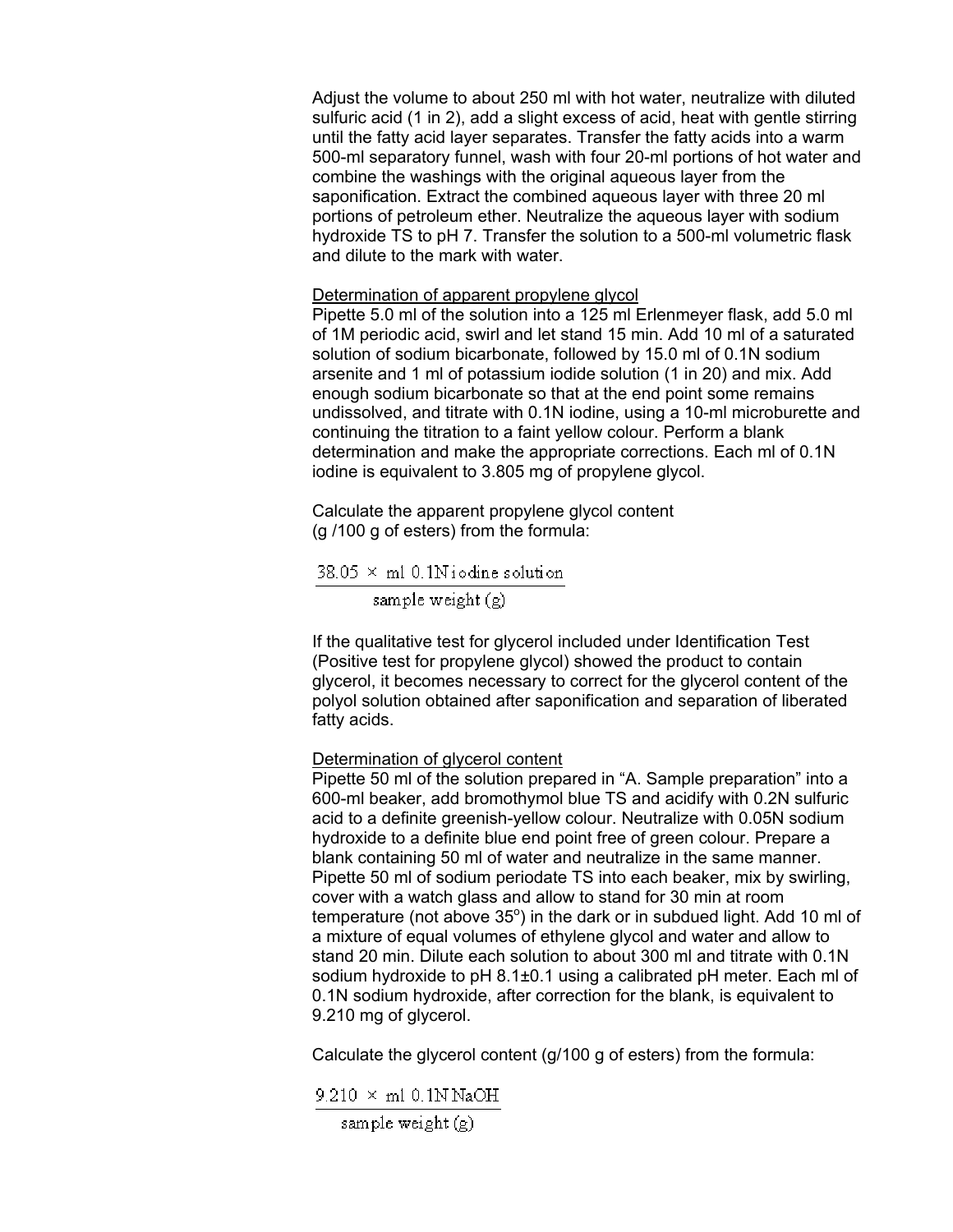Adjust the volume to about 250 ml with hot water, neutralize with diluted sulfuric acid (1 in 2), add a slight excess of acid, heat with gentle stirring until the fatty acid layer separates. Transfer the fatty acids into a warm 500-ml separatory funnel, wash with four 20-ml portions of hot water and combine the washings with the original aqueous layer from the saponification. Extract the combined aqueous layer with three 20 ml portions of petroleum ether. Neutralize the aqueous layer with sodium hydroxide TS to pH 7. Transfer the solution to a 500-ml volumetric flask and dilute to the mark with water.

<u>Determination of apparent propylene glycol</u>

Pipette 5.0 ml of the solution into a 125 ml Erlenmeyer flask, add 5.0 ml of 1M periodic acid, swirl and let stand 15 min. Add 10 ml of a saturated solution of sodium bicarbonate, followed by 15.0 ml of 0.1N sodium arsenite and 1 ml of potassium iodide solution (1 in 20) and mix. Add enough sodium bicarbonate so that at the end point some remains undissolved, and titrate with 0.1N iodine, using a 10-ml microburette and continuing the titration to a faint yellow colour. Perform a blank determination and make the appropriate corrections. Each ml of 0.1N iodine is equivalent to 3.805 mg of propylene glycol.

Calculate the apparent propylene glycol content (g /100 g of esters) from the formula:

$$\frac{38.05 \times \text{ml } 0.1\text{N iodine solution}}{\text{sample weight (g)}}$$

If the qualitative test for glycerol included under Identification Test (Positive test for propylene glycol) showed the product to contain glycerol, it becomes necessary to correct for the glycerol content of the polyol solution obtained after saponification and separation of liberated fatty acids.

<u>Determination of glycerol content</u>

Pipette 50 ml of the solution prepared in “A. Sample preparation” into a 600-ml beaker, add bromothymol blue TS and acidify with 0.2N sulfuric acid to a definite greenish-yellow colour. Neutralize with 0.05N sodium hydroxide to a definite blue end point free of green colour. Prepare a blank containing 50 ml of water and neutralize in the same manner. Pipette 50 ml of sodium periodate TS into each beaker, mix by swirling, cover with a watch glass and allow to stand for 30 min at room temperature (not above 35$^{o}$) in the dark or in subdued light. Add 10 ml of a mixture of equal volumes of ethylene glycol and water and allow to stand 20 min. Dilute each solution to about 300 ml and titrate with 0.1N sodium hydroxide to pH 8.1±0.1 using a calibrated pH meter. Each ml of 0.1N sodium hydroxide, after correction for the blank, is equivalent to 9.210 mg of glycerol.

Calculate the glycerol content (g/100 g of esters) from the formula:

$$\frac{9.210 \times \text{ml } 0.1\text{N NaOH}}{\text{sample weight (g)}}$$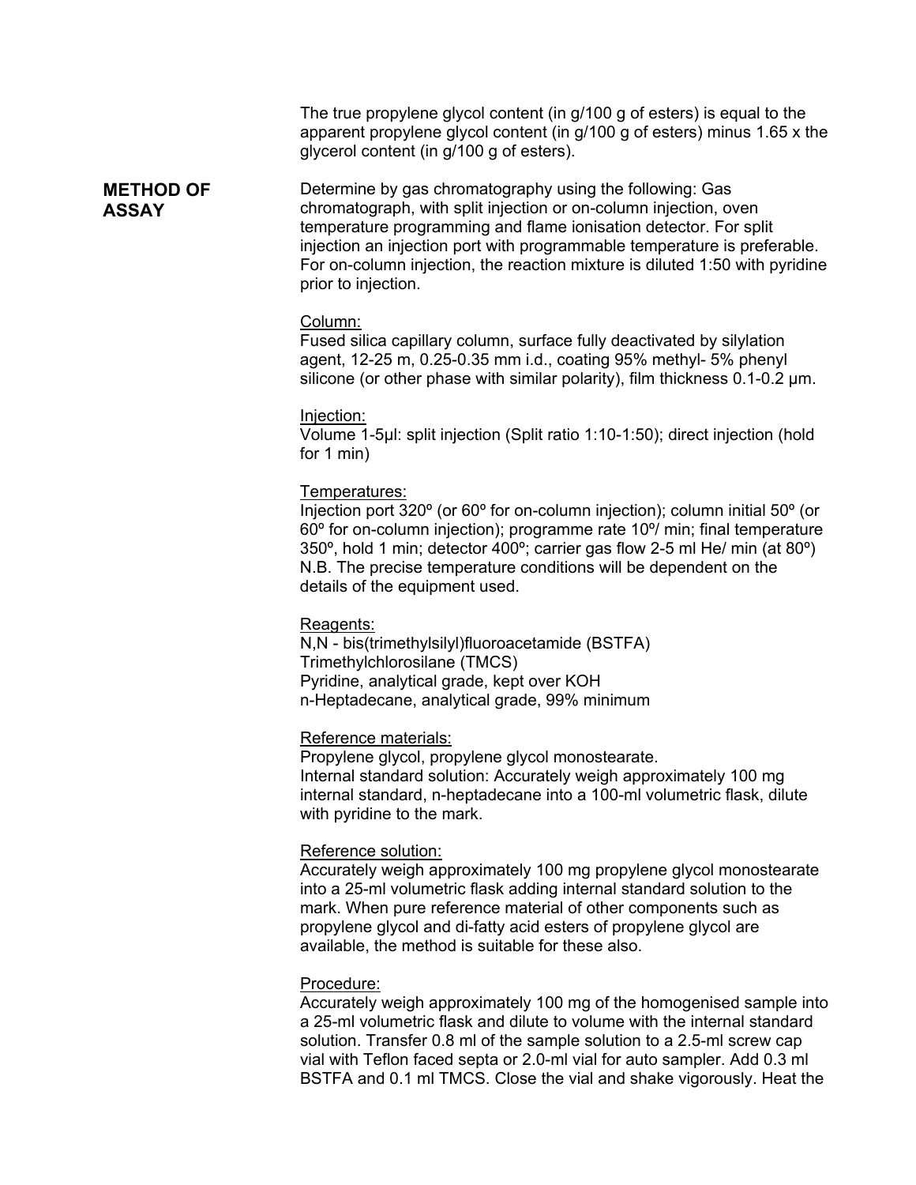The true propylene glycol content (in g/100 g of esters) is equal to the apparent propylene glycol content (in g/100 g of esters) minus 1.65 x the glycerol content (in g/100 g of esters).

**METHOD OF ASSAY**

Determine by gas chromatography using the following: Gas chromatograph, with split injection or on-column injection, oven temperature programming and flame ionisation detector. For split injection an injection port with programmable temperature is preferable. For on-column injection, the reaction mixture is diluted 1:50 with pyridine prior to injection.

Column:
Fused silica capillary column, surface fully deactivated by silylation agent, 12-25 m, 0.25-0.35 mm i.d., coating 95% methyl- 5% phenyl silicone (or other phase with similar polarity), film thickness 0.1-0.2 µm.

Injection:
Volume 1-5µl: split injection (Split ratio 1:10-1:50); direct injection (hold for 1 min)

Temperatures:
Injection port 320º (or 60º for on-column injection); column initial 50º (or 60º for on-column injection); programme rate 10º/ min; final temperature 350º, hold 1 min; detector 400º; carrier gas flow 2-5 ml He/ min (at 80º)
N.B. The precise temperature conditions will be dependent on the details of the equipment used.

Reagents:
N,N - bis(trimethylsilyl)fluoroacetamide (BSTFA)
Trimethylchlorosilane (TMCS)
Pyridine, analytical grade, kept over KOH
n-Heptadecane, analytical grade, 99% minimum

Reference materials:
Propylene glycol, propylene glycol monostearate.
Internal standard solution: Accurately weigh approximately 100 mg internal standard, n-heptadecane into a 100-ml volumetric flask, dilute with pyridine to the mark.

Reference solution:
Accurately weigh approximately 100 mg propylene glycol monostearate into a 25-ml volumetric flask adding internal standard solution to the mark. When pure reference material of other components such as propylene glycol and di-fatty acid esters of propylene glycol are available, the method is suitable for these also.

Procedure:
Accurately weigh approximately 100 mg of the homogenised sample into a 25-ml volumetric flask and dilute to volume with the internal standard solution. Transfer 0.8 ml of the sample solution to a 2.5-ml screw cap vial with Teflon faced septa or 2.0-ml vial for auto sampler. Add 0.3 ml BSTFA and 0.1 ml TMCS. Close the vial and shake vigorously. Heat the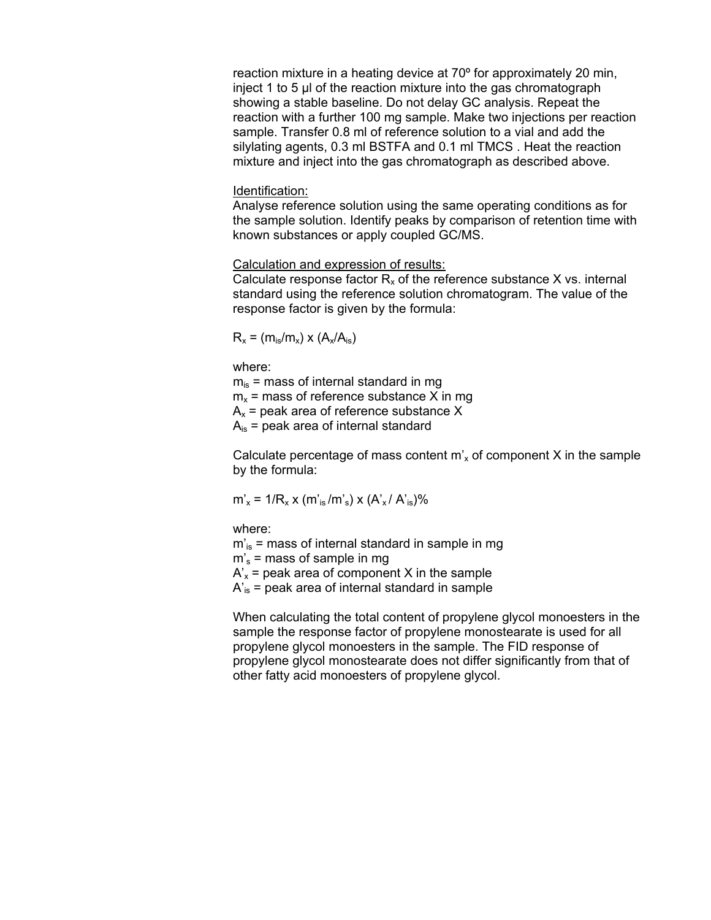reaction mixture in a heating device at 70º for approximately 20 min, inject 1 to 5 µl of the reaction mixture into the gas chromatograph showing a stable baseline. Do not delay GC analysis. Repeat the reaction with a further 100 mg sample. Make two injections per reaction sample. Transfer 0.8 ml of reference solution to a vial and add the silylating agents, 0.3 ml BSTFA and 0.1 ml TMCS . Heat the reaction mixture and inject into the gas chromatograph as described above.

Identification:

Analyse reference solution using the same operating conditions as for the sample solution. Identify peaks by comparison of retention time with known substances or apply coupled GC/MS.

Calculation and expression of results:

Calculate response factor $R_x$ of the reference substance X vs. internal standard using the reference solution chromatogram. The value of the response factor is given by the formula:

$$R_x = (m_{is}/m_x) \times (A_x/A_{is})$$

where:

$m_{is}$ = mass of internal standard in mg

$m_x$ = mass of reference substance X in mg

$A_x$ = peak area of reference substance X

$A_{is}$ = peak area of internal standard

Calculate percentage of mass content $m'_x$ of component X in the sample by the formula:

$$m'_x = 1/R_x \times (m'_{is}/m'_s) \times (A'_x / A'_{is})\%$$

where:

$m'_{is}$ = mass of internal standard in sample in mg

$m'_s$ = mass of sample in mg

$A'_x$ = peak area of component X in the sample

$A'_{is}$ = peak area of internal standard in sample

When calculating the total content of propylene glycol monoesters in the sample the response factor of propylene monostearate is used for all propylene glycol monoesters in the sample. The FID response of propylene glycol monostearate does not differ significantly from that of other fatty acid monoesters of propylene glycol.